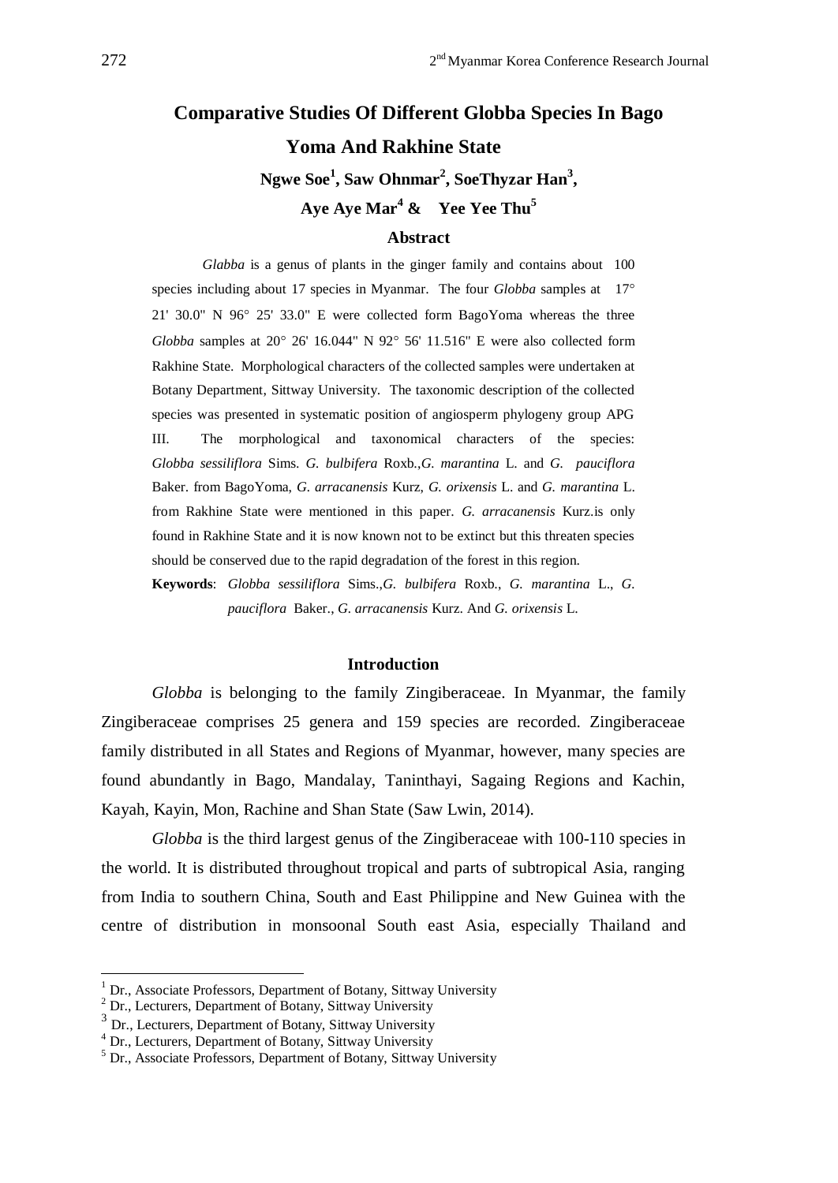# Comparative Studies Of Different Globba Species In Bago Yoma And Rakhine State

**Ngwe Soe[1], Saw Ohnmar[2], SoeThyzar Han[3], Aye Aye Mar[4] & Yee Yee Thu[5]**

## Abstract

*Glabba* is a genus of plants in the ginger family and contains about 100 species including about 17 species in Myanmar. The four *Globba* samples at 17° 21' 30.0" N 96° 25' 33.0" E were collected form BagoYoma whereas the three *Globba* samples at 20° 26' 16.044" N 92° 56' 11.516" E were also collected form Rakhine State. Morphological characters of the collected samples were undertaken at Botany Department, Sittway University. The taxonomic description of the collected species was presented in systematic position of angiosperm phylogeny group APG III. The morphological and taxonomical characters of the species: *Globba sessiliflora* Sims. *G. bulbifera* Roxb.,*G. marantina* L. and *G. pauciflora* Baker. from BagoYoma, *G. arracanensis* Kurz, *G. orixensis* L. and *G. marantina* L. from Rakhine State were mentioned in this paper. *G. arracanensis* Kurz.is only found in Rakhine State and it is now known not to be extinct but this threaten species should be conserved due to the rapid degradation of the forest in this region.

**Keywords**: *Globba sessiliflora* Sims.,*G. bulbifera* Roxb., *G. marantina* L., *G. pauciflora* Baker., *G. arracanensis* Kurz. And *G. orixensis* L.

## Introduction

*Globba* is belonging to the family Zingiberaceae. In Myanmar, the family Zingiberaceae comprises 25 genera and 159 species are recorded. Zingiberaceae family distributed in all States and Regions of Myanmar, however, many species are found abundantly in Bago, Mandalay, Taninthayi, Sagaing Regions and Kachin, Kayah, Kayin, Mon, Rachine and Shan State (Saw Lwin, 2014).

*Globba* is the third largest genus of the Zingiberaceae with 100-110 species in the world. It is distributed throughout tropical and parts of subtropical Asia, ranging from India to southern China, South and East Philippine and New Guinea with the centre of distribution in monsoonal South east Asia, especially Thailand and

---

[1] Dr., Associate Professors, Department of Botany, Sittway University
[2] Dr., Lecturers, Department of Botany, Sittway University
[3] Dr., Lecturers, Department of Botany, Sittway University
[4] Dr., Lecturers, Department of Botany, Sittway University
[5] Dr., Associate Professors, Department of Botany, Sittway University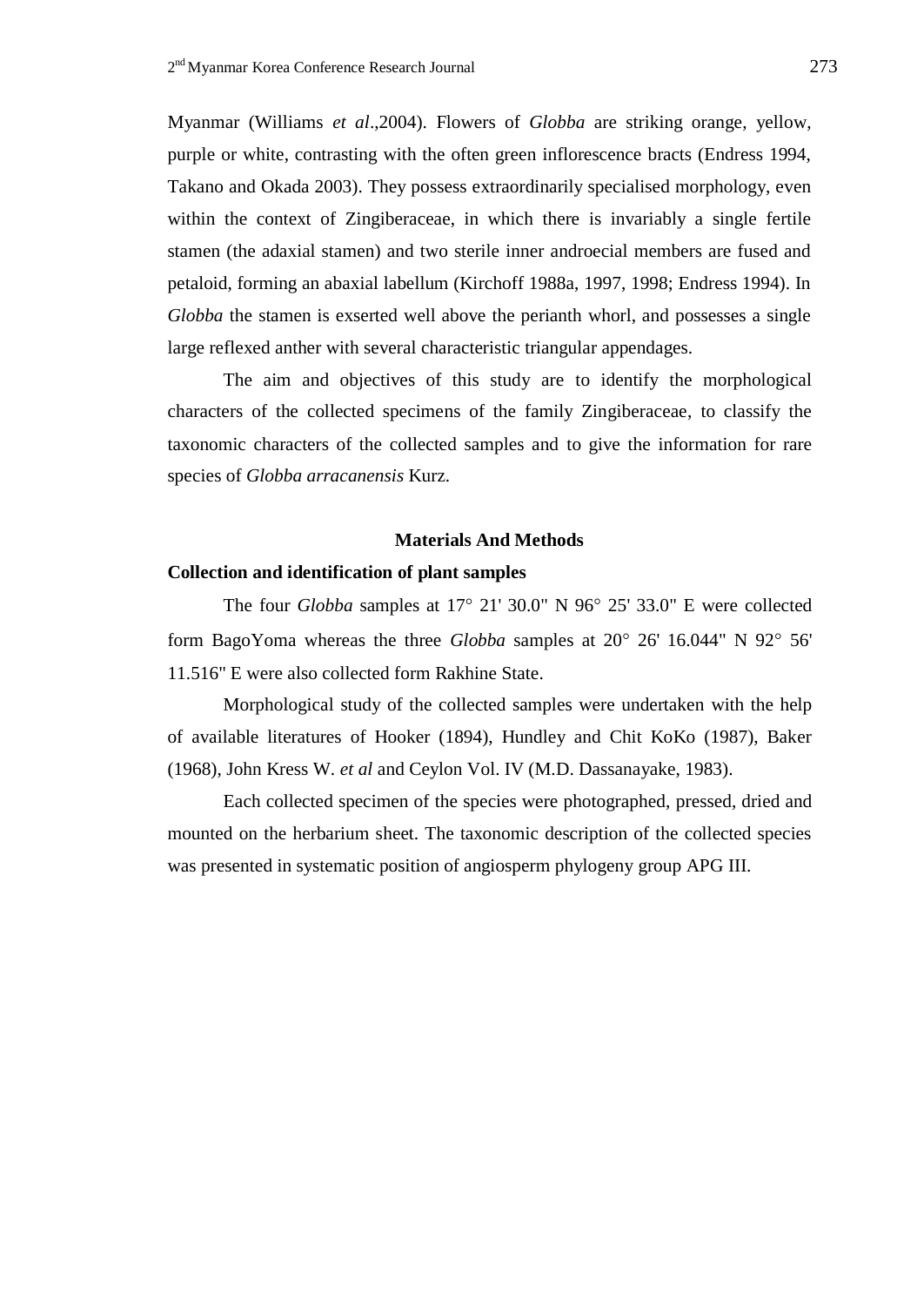Myanmar (Williams *et al*.,2004). Flowers of *Globba* are striking orange, yellow, purple or white, contrasting with the often green inflorescence bracts (Endress 1994, Takano and Okada 2003). They possess extraordinarily specialised morphology, even within the context of Zingiberaceae, in which there is invariably a single fertile stamen (the adaxial stamen) and two sterile inner androecial members are fused and petaloid, forming an abaxial labellum (Kirchoff 1988a, 1997, 1998; Endress 1994). In *Globba* the stamen is exserted well above the perianth whorl, and possesses a single large reflexed anther with several characteristic triangular appendages.

The aim and objectives of this study are to identify the morphological characters of the collected specimens of the family Zingiberaceae, to classify the taxonomic characters of the collected samples and to give the information for rare species of *Globba arracanensis* Kurz.

## Materials And Methods

### Collection and identification of plant samples

The four *Globba* samples at 17° 21' 30.0" N 96° 25' 33.0" E were collected form BagoYoma whereas the three *Globba* samples at 20° 26' 16.044" N 92° 56' 11.516" E were also collected form Rakhine State.

Morphological study of the collected samples were undertaken with the help of available literatures of Hooker (1894), Hundley and Chit KoKo (1987), Baker (1968), John Kress W. *et al* and Ceylon Vol. IV (M.D. Dassanayake, 1983).

Each collected specimen of the species were photographed, pressed, dried and mounted on the herbarium sheet. The taxonomic description of the collected species was presented in systematic position of angiosperm phylogeny group APG III.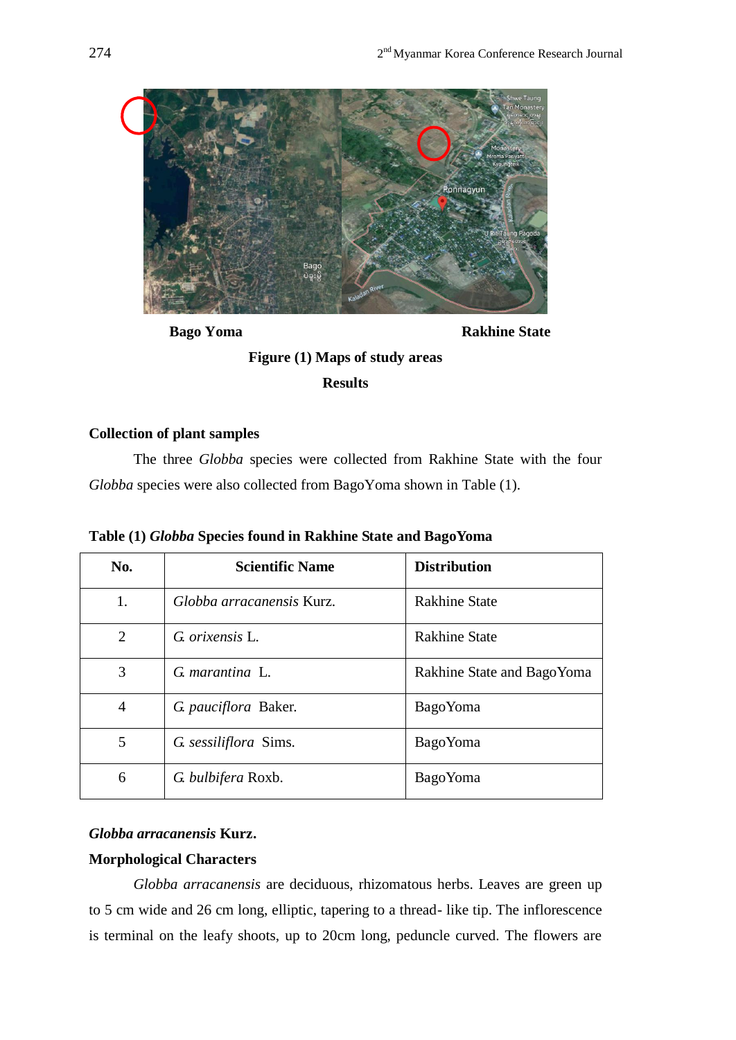Bago Yoma Rakhine State

**Figure (1) Maps of study areas**

## Results

### Collection of plant samples

The three *Globba* species were collected from Rakhine State with the four *Globba* species were also collected from BagoYoma shown in Table (1).

**Table (1) *Globba* Species found in Rakhine State and BagoYoma**

| No. | Scientific Name | Distribution |
|---|---|---|
| 1. | *Globba arracanensis* Kurz. | Rakhine State |
| 2 | *G. orixensis* L. | Rakhine State |
| 3 | *G. marantina* L. | Rakhine State and BagoYoma |
| 4 | *G. pauciflora* Baker. | BagoYoma |
| 5 | *G. sessiliflora* Sims. | BagoYoma |
| 6 | *G. bulbifera* Roxb. | BagoYoma |

### *Globba arracanensis* Kurz.

### Morphological Characters

*Globba arracanensis* are deciduous, rhizomatous herbs. Leaves are green up to 5 cm wide and 26 cm long, elliptic, tapering to a thread- like tip. The inflorescence is terminal on the leafy shoots, up to 20cm long, peduncle curved. The flowers are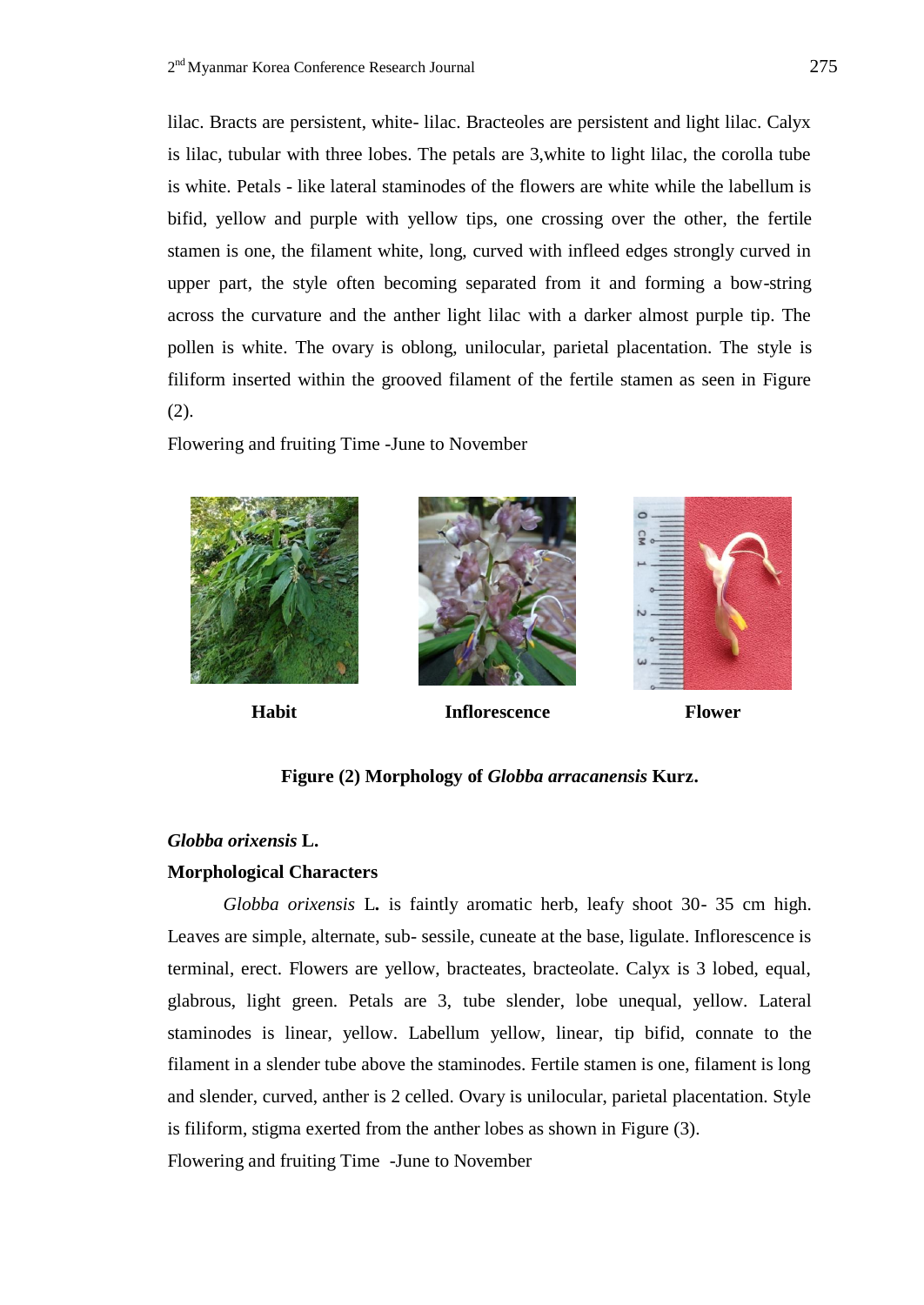lilac. Bracts are persistent, white- lilac. Bracteoles are persistent and light lilac. Calyx is lilac, tubular with three lobes. The petals are 3,white to light lilac, the corolla tube is white. Petals - like lateral staminodes of the flowers are white while the labellum is bifid, yellow and purple with yellow tips, one crossing over the other, the fertile stamen is one, the filament white, long, curved with infleed edges strongly curved in upper part, the style often becoming separated from it and forming a bow-string across the curvature and the anther light lilac with a darker almost purple tip. The pollen is white. The ovary is oblong, unilocular, parietal placentation. The style is filiform inserted within the grooved filament of the fertile stamen as seen in Figure (2).

Flowering and fruiting Time -June to November

**Habit** **Inflorescence** **Flower**

**Figure (2) Morphology of *Globba arracanensis* Kurz.**

***Globba orixensis* L.**

**Morphological Characters**

*Globba orixensis* L**.** is faintly aromatic herb, leafy shoot 30- 35 cm high. Leaves are simple, alternate, sub- sessile, cuneate at the base, ligulate. Inflorescence is terminal, erect. Flowers are yellow, bracteates, bracteolate. Calyx is 3 lobed, equal, glabrous, light green. Petals are 3, tube slender, lobe unequal, yellow. Lateral staminodes is linear, yellow. Labellum yellow, linear, tip bifid, connate to the filament in a slender tube above the staminodes. Fertile stamen is one, filament is long and slender, curved, anther is 2 celled. Ovary is unilocular, parietal placentation. Style is filiform, stigma exerted from the anther lobes as shown in Figure (3).

Flowering and fruiting Time -June to November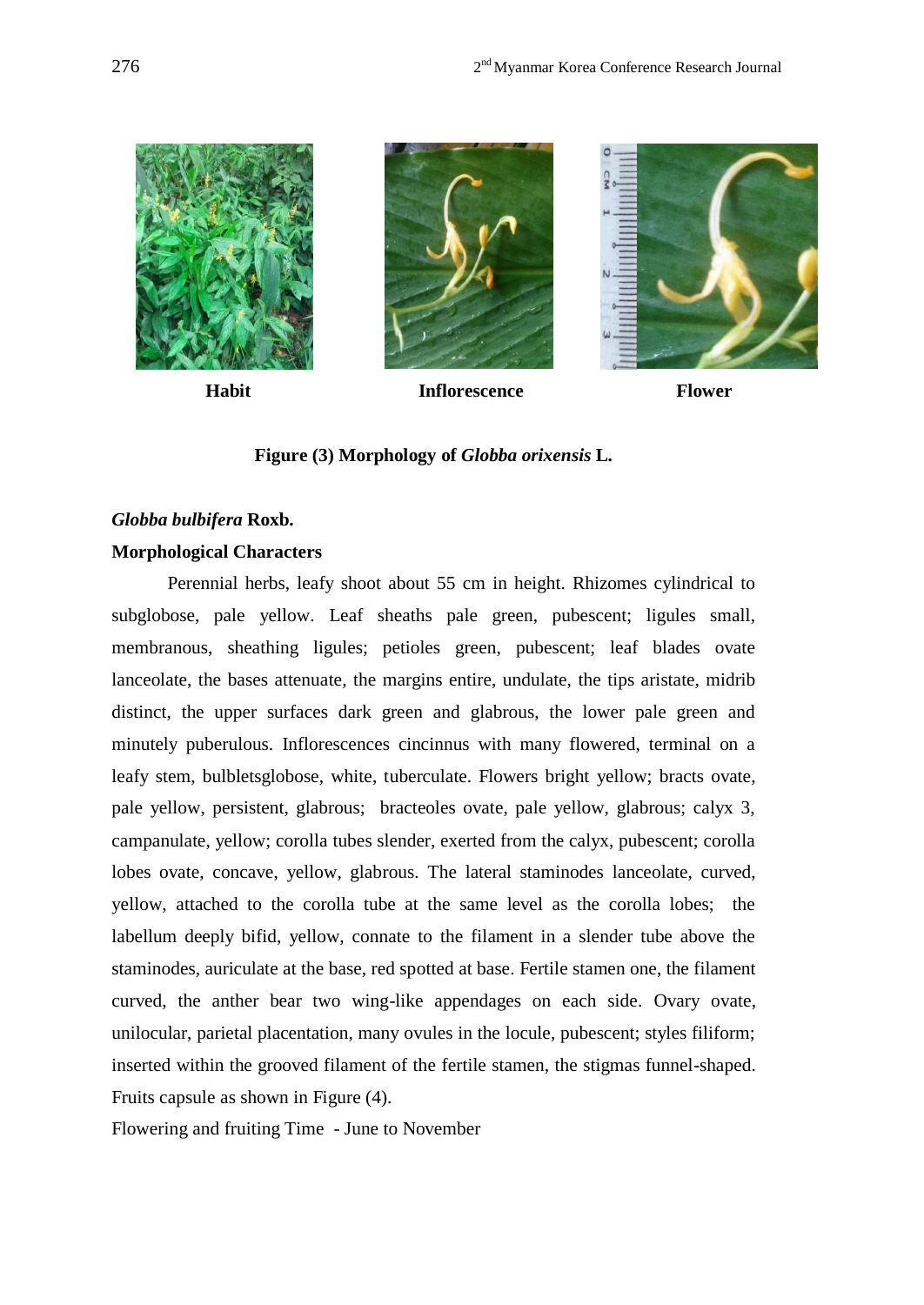Habit Inflorescence Flower

**Figure (3) Morphology of *Globba orixensis* L.**

***Globba bulbifera* Roxb.**

**Morphological Characters**

Perennial herbs, leafy shoot about 55 cm in height. Rhizomes cylindrical to subglobose, pale yellow. Leaf sheaths pale green, pubescent; ligules small, membranous, sheathing ligules; petioles green, pubescent; leaf blades ovate lanceolate, the bases attenuate, the margins entire, undulate, the tips aristate, midrib distinct, the upper surfaces dark green and glabrous, the lower pale green and minutely puberulous. Inflorescences cincinnus with many flowered, terminal on a leafy stem, bulbletsglobose, white, tuberculate. Flowers bright yellow; bracts ovate, pale yellow, persistent, glabrous; bracteoles ovate, pale yellow, glabrous; calyx 3, campanulate, yellow; corolla tubes slender, exerted from the calyx, pubescent; corolla lobes ovate, concave, yellow, glabrous. The lateral staminodes lanceolate, curved, yellow, attached to the corolla tube at the same level as the corolla lobes; the labellum deeply bifid, yellow, connate to the filament in a slender tube above the staminodes, auriculate at the base, red spotted at base. Fertile stamen one, the filament curved, the anther bear two wing-like appendages on each side. Ovary ovate, unilocular, parietal placentation, many ovules in the locule, pubescent; styles filiform; inserted within the grooved filament of the fertile stamen, the stigmas funnel-shaped. Fruits capsule as shown in Figure (4).

Flowering and fruiting Time - June to November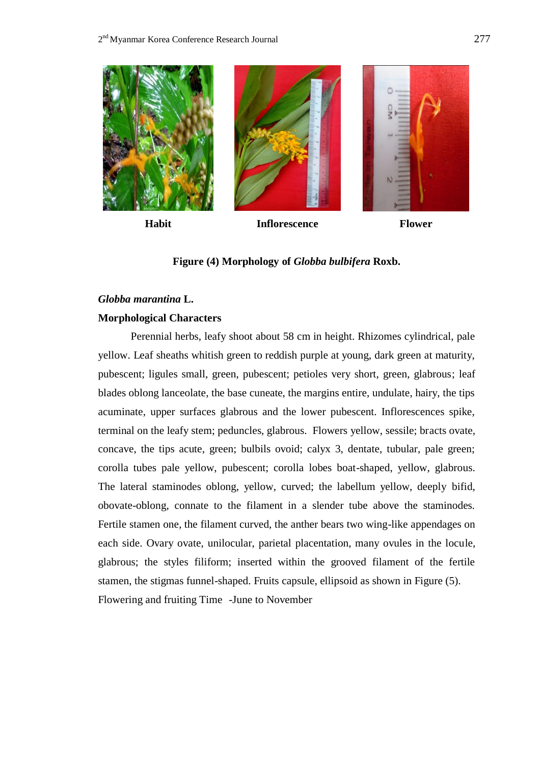Habit | Inflorescence | Flower

**Figure (4) Morphology of *Globba bulbifera* Roxb.**

***Globba marantina* L.**

**Morphological Characters**

Perennial herbs, leafy shoot about 58 cm in height. Rhizomes cylindrical, pale yellow. Leaf sheaths whitish green to reddish purple at young, dark green at maturity, pubescent; ligules small, green, pubescent; petioles very short, green, glabrous; leaf blades oblong lanceolate, the base cuneate, the margins entire, undulate, hairy, the tips acuminate, upper surfaces glabrous and the lower pubescent. Inflorescences spike, terminal on the leafy stem; peduncles, glabrous. Flowers yellow, sessile; bracts ovate, concave, the tips acute, green; bulbils ovoid; calyx 3, dentate, tubular, pale green; corolla tubes pale yellow, pubescent; corolla lobes boat-shaped, yellow, glabrous. The lateral staminodes oblong, yellow, curved; the labellum yellow, deeply bifid, obovate-oblong, connate to the filament in a slender tube above the staminodes. Fertile stamen one, the filament curved, the anther bears two wing-like appendages on each side. Ovary ovate, unilocular, parietal placentation, many ovules in the locule, glabrous; the styles filiform; inserted within the grooved filament of the fertile stamen, the stigmas funnel-shaped. Fruits capsule, ellipsoid as shown in Figure (5).

Flowering and fruiting Time -June to November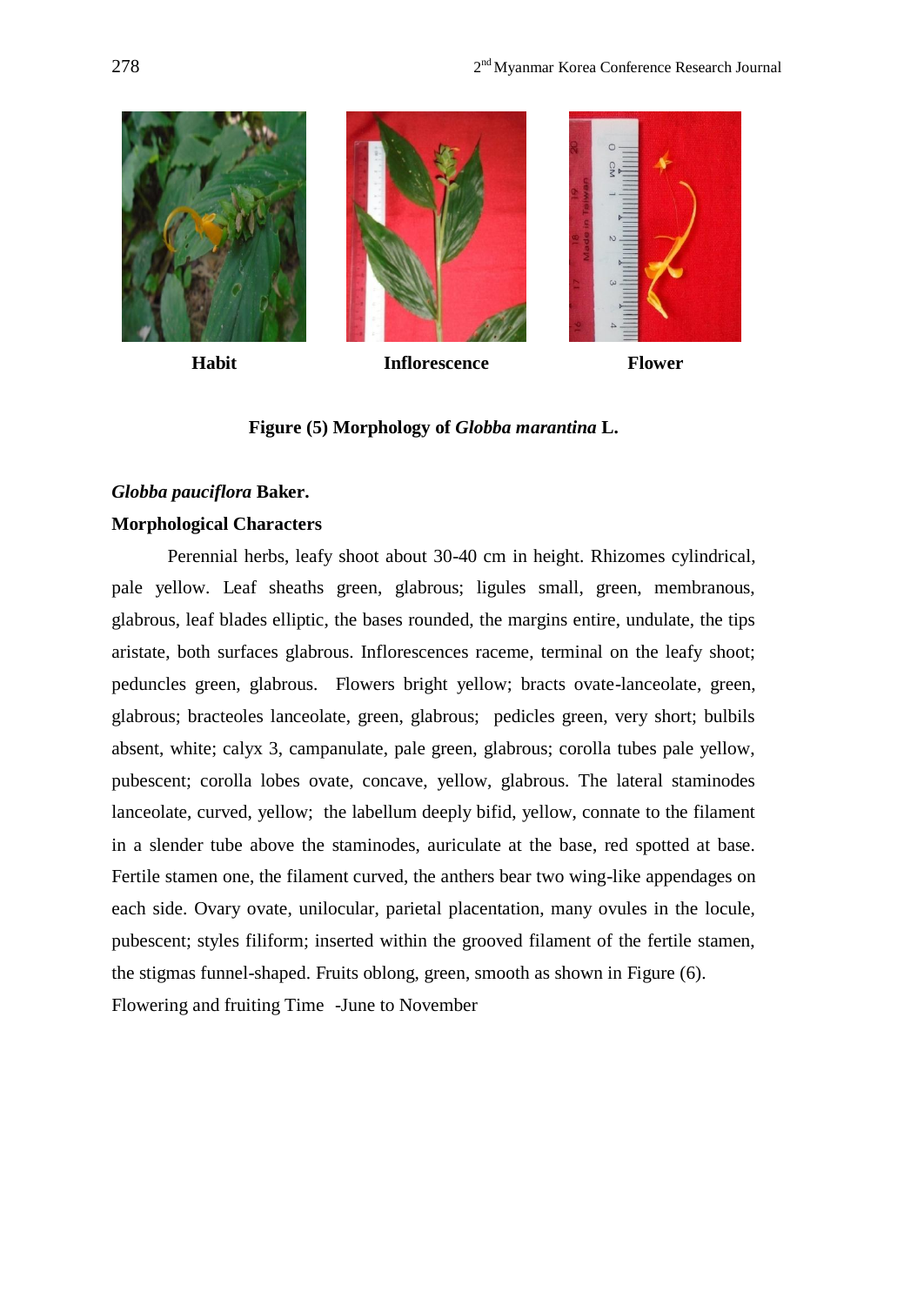Habit | Inflorescence | Flower

**Figure (5) Morphology of *Globba marantina* L.**

***Globba pauciflora* Baker.**

**Morphological Characters**

Perennial herbs, leafy shoot about 30-40 cm in height. Rhizomes cylindrical, pale yellow. Leaf sheaths green, glabrous; ligules small, green, membranous, glabrous, leaf blades elliptic, the bases rounded, the margins entire, undulate, the tips aristate, both surfaces glabrous. Inflorescences raceme, terminal on the leafy shoot; peduncles green, glabrous. Flowers bright yellow; bracts ovate-lanceolate, green, glabrous; bracteoles lanceolate, green, glabrous; pedicles green, very short; bulbils absent, white; calyx 3, campanulate, pale green, glabrous; corolla tubes pale yellow, pubescent; corolla lobes ovate, concave, yellow, glabrous. The lateral staminodes lanceolate, curved, yellow; the labellum deeply bifid, yellow, connate to the filament in a slender tube above the staminodes, auriculate at the base, red spotted at base. Fertile stamen one, the filament curved, the anthers bear two wing-like appendages on each side. Ovary ovate, unilocular, parietal placentation, many ovules in the locule, pubescent; styles filiform; inserted within the grooved filament of the fertile stamen, the stigmas funnel-shaped. Fruits oblong, green, smooth as shown in Figure (6).

Flowering and fruiting Time -June to November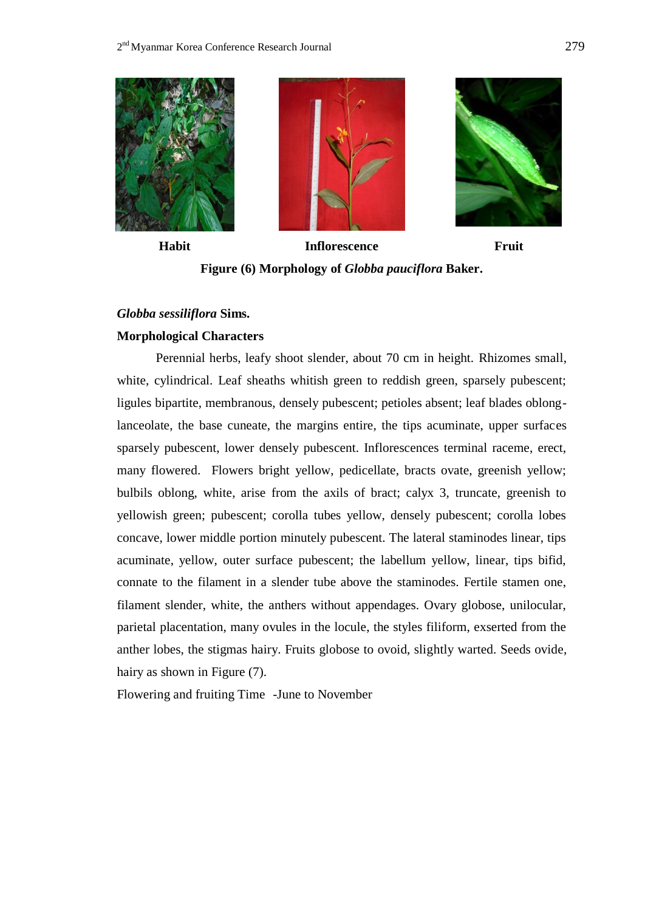Habit Inflorescence Fruit

**Figure (6) Morphology of *Globba pauciflora* Baker.**

***Globba sessiliflora* Sims.**

**Morphological Characters**

Perennial herbs, leafy shoot slender, about 70 cm in height. Rhizomes small, white, cylindrical. Leaf sheaths whitish green to reddish green, sparsely pubescent; ligules bipartite, membranous, densely pubescent; petioles absent; leaf blades oblong-lanceolate, the base cuneate, the margins entire, the tips acuminate, upper surfaces sparsely pubescent, lower densely pubescent. Inflorescences terminal raceme, erect, many flowered. Flowers bright yellow, pedicellate, bracts ovate, greenish yellow; bulbils oblong, white, arise from the axils of bract; calyx 3, truncate, greenish to yellowish green; pubescent; corolla tubes yellow, densely pubescent; corolla lobes concave, lower middle portion minutely pubescent. The lateral staminodes linear, tips acuminate, yellow, outer surface pubescent; the labellum yellow, linear, tips bifid, connate to the filament in a slender tube above the staminodes. Fertile stamen one, filament slender, white, the anthers without appendages. Ovary globose, unilocular, parietal placentation, many ovules in the locule, the styles filiform, exserted from the anther lobes, the stigmas hairy. Fruits globose to ovoid, slightly warted. Seeds ovide, hairy as shown in Figure (7).

Flowering and fruiting Time -June to November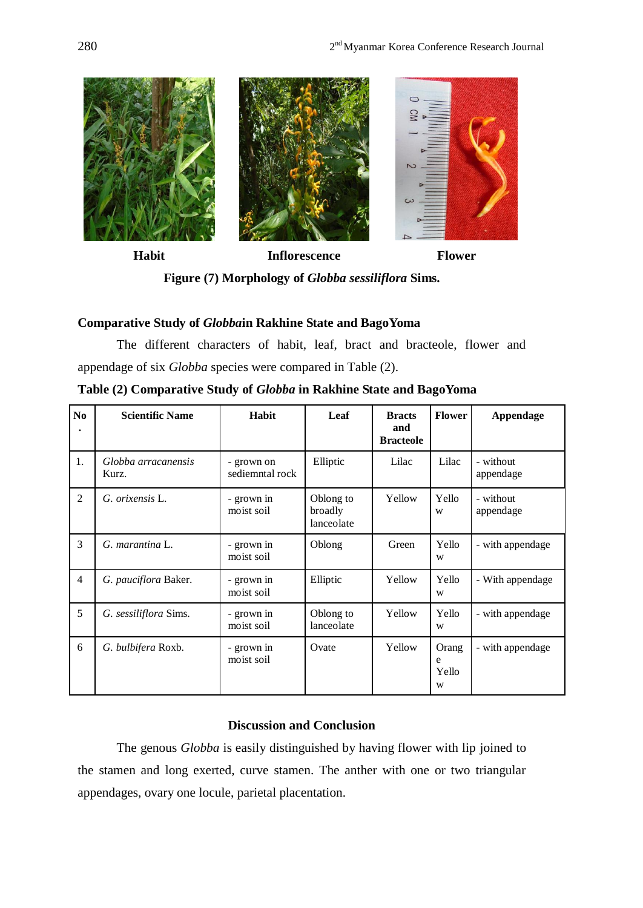Habit Inflorescence Flower

**Figure (7) Morphology of *Globba sessiliflora* Sims.**

### Comparative Study of *Globba*in Rakhine State and BagoYoma

The different characters of habit, leaf, bract and bracteole, flower and appendage of six *Globba* species were compared in Table (2).

**Table (2) Comparative Study of *Globba* in Rakhine State and BagoYoma**

| No. | Scientific Name | Habit | Leaf | Bracts and Bracteole | Flower | Appendage |
|---|---|---|---|---|---|---|
| 1. | *Globba arracanensis* Kurz. | - grown on sediemntal rock | Elliptic | Lilac | Lilac | - without appendage |
| 2 | *G. orixensis* L. | - grown in moist soil | Oblong to broadly lanceolate | Yellow | Yellow | - without appendage |
| 3 | *G. marantina* L. | - grown in moist soil | Oblong | Green | Yellow | - with appendage |
| 4 | *G. pauciflora* Baker. | - grown in moist soil | Elliptic | Yellow | Yellow | - With appendage |
| 5 | *G. sessiliflora* Sims. | - grown in moist soil | Oblong to lanceolate | Yellow | Yellow | - with appendage |
| 6 | *G. bulbifera* Roxb. | - grown in moist soil | Ovate | Yellow | Orange Yellow | - with appendage |

### Discussion and Conclusion

The genous *Globba* is easily distinguished by having flower with lip joined to the stamen and long exerted, curve stamen. The anther with one or two triangular appendages, ovary one locule, parietal placentation.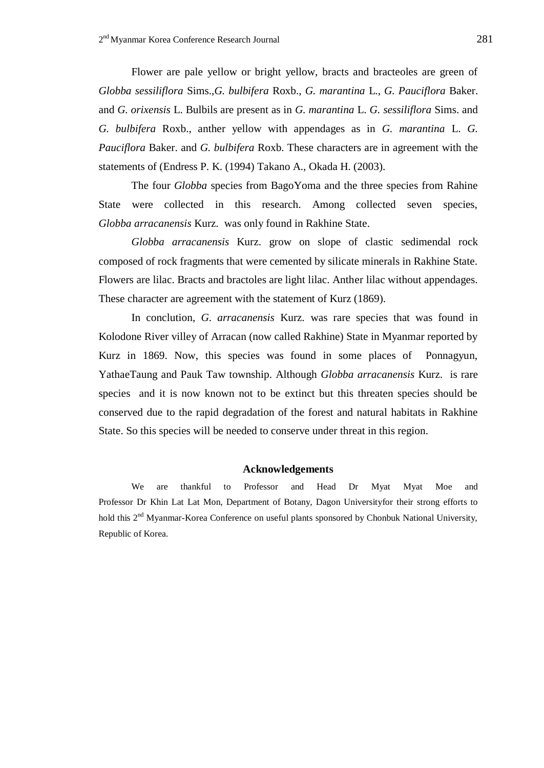Flower are pale yellow or bright yellow, bracts and bracteoles are green of *Globba sessiliflora* Sims.,*G. bulbifera* Roxb., *G. marantina* L., *G. Pauciflora* Baker. and *G. orixensis* L. Bulbils are present as in *G. marantina* L. *G. sessiliflora* Sims. and *G. bulbifera* Roxb., anther yellow with appendages as in *G. marantina* L. *G. Pauciflora* Baker. and *G. bulbifera* Roxb. These characters are in agreement with the statements of (Endress P. K. (1994) Takano A., Okada H. (2003).

The four *Globba* species from BagoYoma and the three species from Rahine State were collected in this research. Among collected seven species, *Globba arracanensis* Kurz. was only found in Rakhine State.

*Globba arracanensis* Kurz. grow on slope of clastic sedimendal rock composed of rock fragments that were cemented by silicate minerals in Rakhine State. Flowers are lilac. Bracts and bractoles are light lilac. Anther lilac without appendages. These character are agreement with the statement of Kurz (1869).

In conclution, *G. arracanensis* Kurz. was rare species that was found in Kolodone River villey of Arracan (now called Rakhine) State in Myanmar reported by Kurz in 1869. Now, this species was found in some places of Ponnagyun, YathaeTaung and Pauk Taw township. Although *Globba arracanensis* Kurz. is rare species and it is now known not to be extinct but this threaten species should be conserved due to the rapid degradation of the forest and natural habitats in Rakhine State. So this species will be needed to conserve under threat in this region.

## Acknowledgements

We are thankful to Professor and Head Dr Myat Myat Moe and Professor Dr Khin Lat Lat Mon, Department of Botany, Dagon Universityfor their strong efforts to hold this 2nd Myanmar-Korea Conference on useful plants sponsored by Chonbuk National University, Republic of Korea.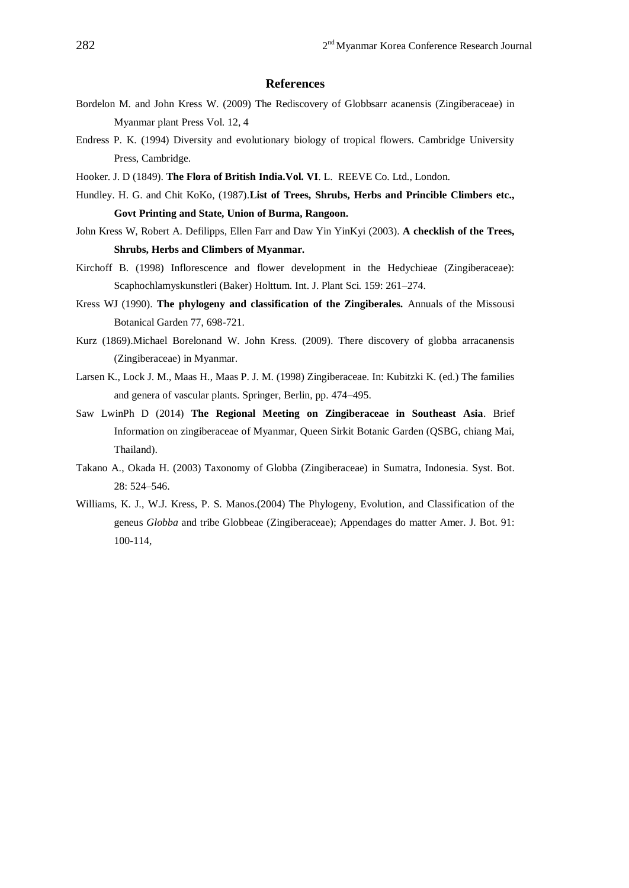## References

Bordelon M. and John Kress W. (2009) The Rediscovery of Globbsarr acanensis (Zingiberaceae) in Myanmar plant Press Vol. 12, 4

Endress P. K. (1994) Diversity and evolutionary biology of tropical flowers. Cambridge University Press, Cambridge.

Hooker. J. D (1849). **The Flora of British India.Vol. VI**. L. REEVE Co. Ltd., London.

Hundley. H. G. and Chit KoKo, (1987).**List of Trees, Shrubs, Herbs and Princible Climbers etc., Govt Printing and State, Union of Burma, Rangoon.**

John Kress W, Robert A. Defilipps, Ellen Farr and Daw Yin YinKyi (2003). **A checklish of the Trees, Shrubs, Herbs and Climbers of Myanmar.**

Kirchoff B. (1998) Inflorescence and flower development in the Hedychieae (Zingiberaceae): Scaphochlamyskunstleri (Baker) Holttum. Int. J. Plant Sci. 159: 261–274.

Kress WJ (1990). **The phylogeny and classification of the Zingiberales.** Annuals of the Missousi Botanical Garden 77, 698-721.

Kurz (1869).Michael Borelonand W. John Kress. (2009). There discovery of globba arracanensis (Zingiberaceae) in Myanmar.

Larsen K., Lock J. M., Maas H., Maas P. J. M. (1998) Zingiberaceae. In: Kubitzki K. (ed.) The families and genera of vascular plants. Springer, Berlin, pp. 474–495.

Saw LwinPh D (2014) **The Regional Meeting on Zingiberaceae in Southeast Asia**. Brief Information on zingiberaceae of Myanmar, Queen Sirkit Botanic Garden (QSBG, chiang Mai, Thailand).

Takano A., Okada H. (2003) Taxonomy of Globba (Zingiberaceae) in Sumatra, Indonesia. Syst. Bot. 28: 524–546.

Williams, K. J., W.J. Kress, P. S. Manos.(2004) The Phylogeny, Evolution, and Classification of the geneus *Globba* and tribe Globbeae (Zingiberaceae); Appendages do matter Amer. J. Bot. 91: 100-114,